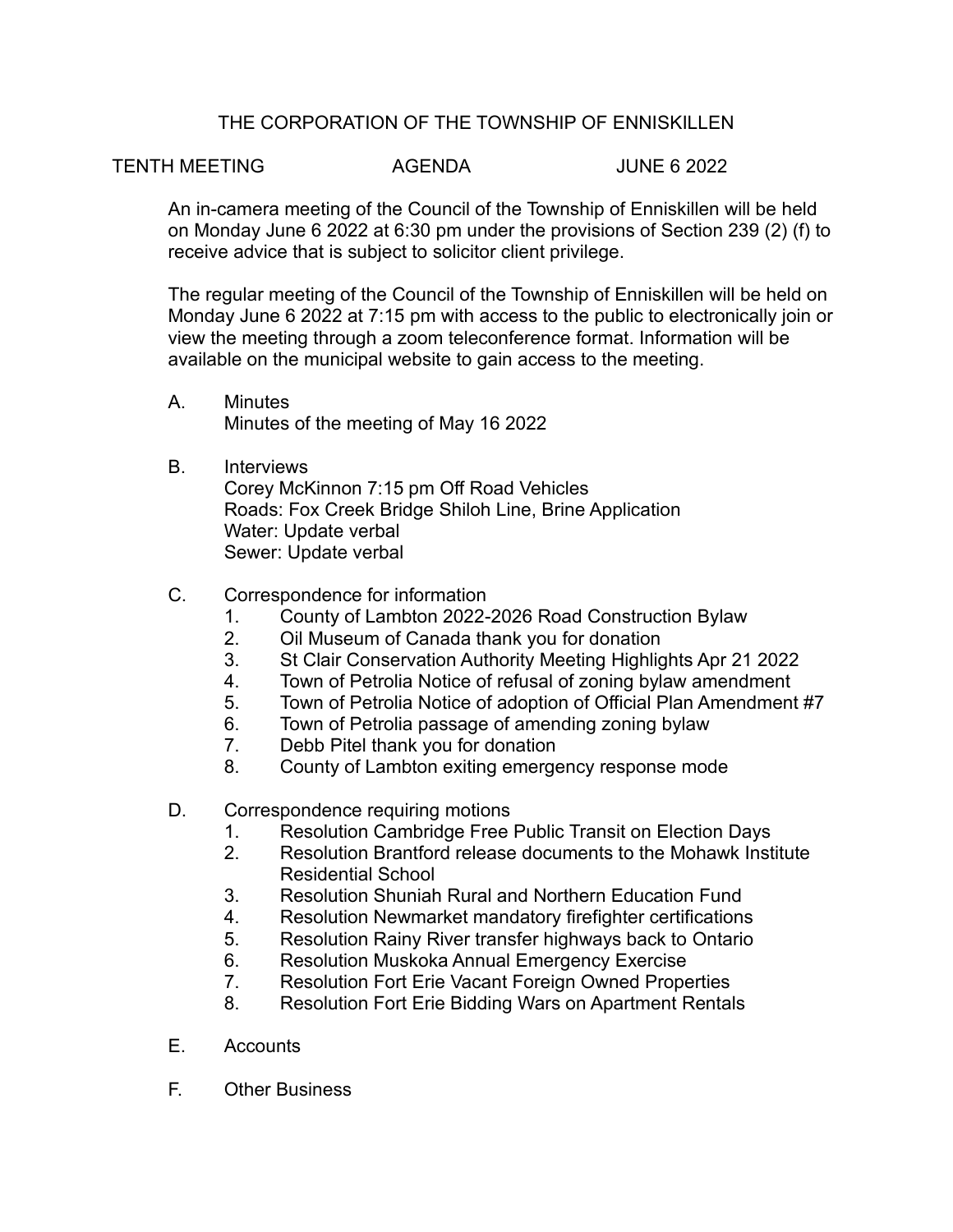# THE CORPORATION OF THE TOWNSHIP OF ENNISKILLEN

TENTH MEETING AGENDA JUNE 6 2022

An in-camera meeting of the Council of the Township of Enniskillen will be held on Monday June 6 2022 at 6:30 pm under the provisions of Section 239 (2) (f) to receive advice that is subject to solicitor client privilege.

The regular meeting of the Council of the Township of Enniskillen will be held on Monday June 6 2022 at 7:15 pm with access to the public to electronically join or view the meeting through a zoom teleconference format. Information will be available on the municipal website to gain access to the meeting.

A. Minutes
   Minutes of the meeting of May 16 2022

B. Interviews
   Corey McKinnon 7:15 pm Off Road Vehicles
   Roads: Fox Creek Bridge Shiloh Line, Brine Application
   Water: Update verbal
   Sewer: Update verbal

C. Correspondence for information
   1. County of Lambton 2022-2026 Road Construction Bylaw
   2. Oil Museum of Canada thank you for donation
   3. St Clair Conservation Authority Meeting Highlights Apr 21 2022
   4. Town of Petrolia Notice of refusal of zoning bylaw amendment
   5. Town of Petrolia Notice of adoption of Official Plan Amendment #7
   6. Town of Petrolia passage of amending zoning bylaw
   7. Debb Pitel thank you for donation
   8. County of Lambton exiting emergency response mode

D. Correspondence requiring motions
   1. Resolution Cambridge Free Public Transit on Election Days
   2. Resolution Brantford release documents to the Mohawk Institute Residential School
   3. Resolution Shuniah Rural and Northern Education Fund
   4. Resolution Newmarket mandatory firefighter certifications
   5. Resolution Rainy River transfer highways back to Ontario
   6. Resolution Muskoka Annual Emergency Exercise
   7. Resolution Fort Erie Vacant Foreign Owned Properties
   8. Resolution Fort Erie Bidding Wars on Apartment Rentals

E. Accounts

F. Other Business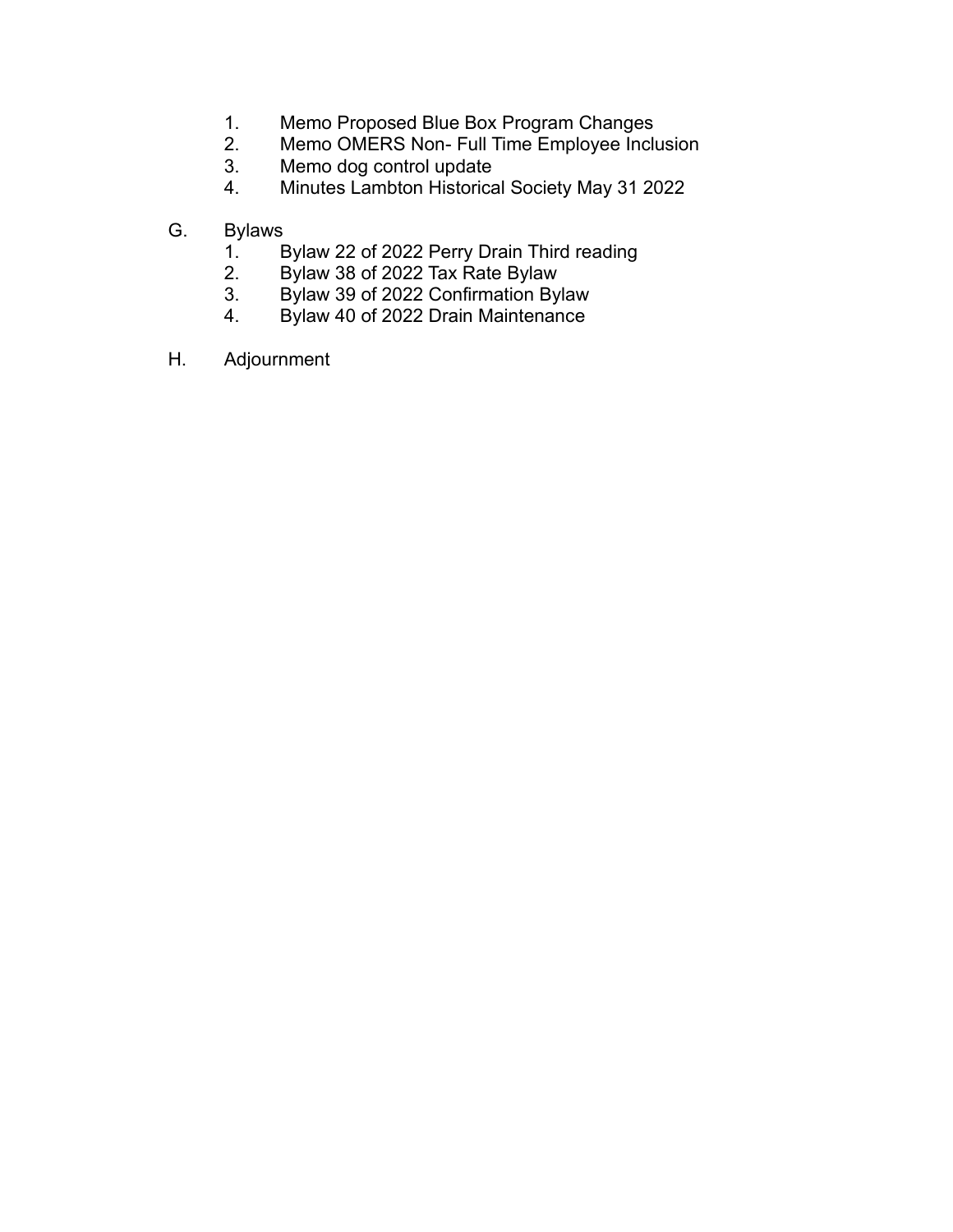1. Memo Proposed Blue Box Program Changes
2. Memo OMERS Non- Full Time Employee Inclusion
3. Memo dog control update
4. Minutes Lambton Historical Society May 31 2022

G. Bylaws

1. Bylaw 22 of 2022 Perry Drain Third reading
2. Bylaw 38 of 2022 Tax Rate Bylaw
3. Bylaw 39 of 2022 Confirmation Bylaw
4. Bylaw 40 of 2022 Drain Maintenance

H. Adjournment